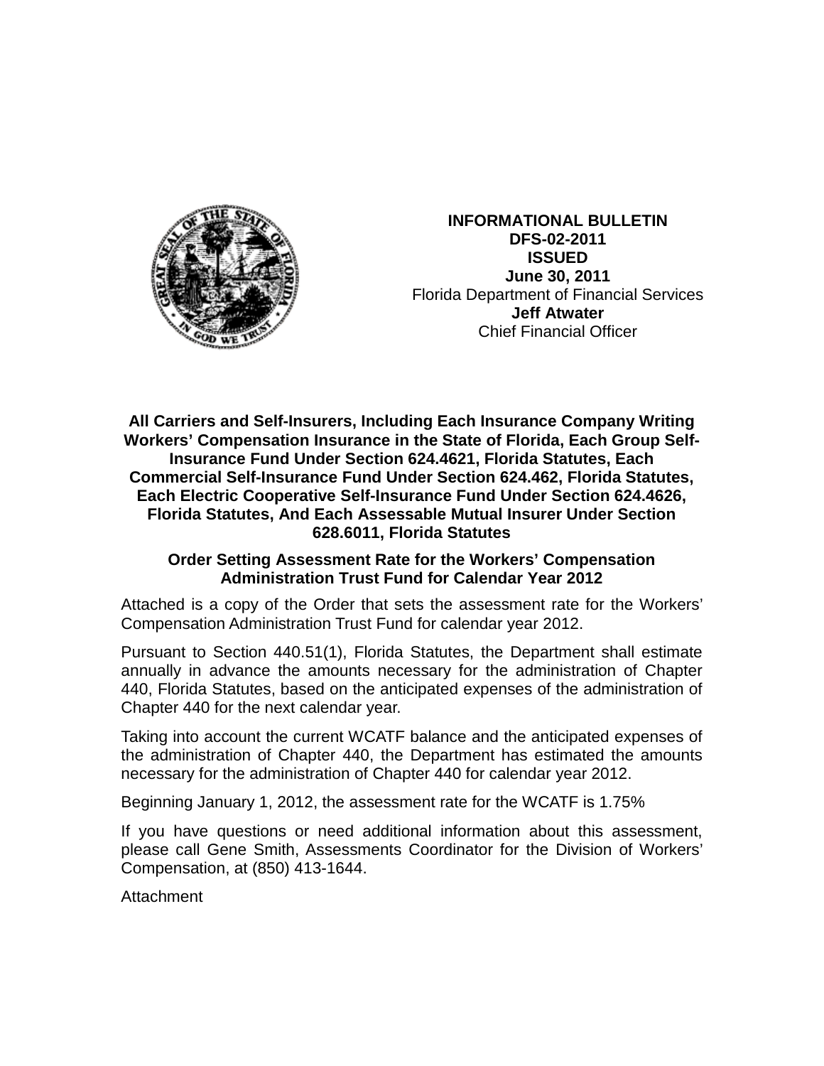**INFORMATIONAL BULLETIN**
**DFS-02-2011**
**ISSUED**
**June 30, 2011**
Florida Department of Financial Services
**Jeff Atwater**
Chief Financial Officer

**All Carriers and Self-Insurers, Including Each Insurance Company Writing Workers' Compensation Insurance in the State of Florida, Each Group Self-Insurance Fund Under Section 624.4621, Florida Statutes, Each Commercial Self-Insurance Fund Under Section 624.462, Florida Statutes, Each Electric Cooperative Self-Insurance Fund Under Section 624.4626, Florida Statutes, And Each Assessable Mutual Insurer Under Section 628.6011, Florida Statutes**

**Order Setting Assessment Rate for the Workers' Compensation Administration Trust Fund for Calendar Year 2012**

Attached is a copy of the Order that sets the assessment rate for the Workers' Compensation Administration Trust Fund for calendar year 2012.

Pursuant to Section 440.51(1), Florida Statutes, the Department shall estimate annually in advance the amounts necessary for the administration of Chapter 440, Florida Statutes, based on the anticipated expenses of the administration of Chapter 440 for the next calendar year.

Taking into account the current WCATF balance and the anticipated expenses of the administration of Chapter 440, the Department has estimated the amounts necessary for the administration of Chapter 440 for calendar year 2012.

Beginning January 1, 2012, the assessment rate for the WCATF is 1.75%

If you have questions or need additional information about this assessment, please call Gene Smith, Assessments Coordinator for the Division of Workers' Compensation, at (850) 413-1644.

Attachment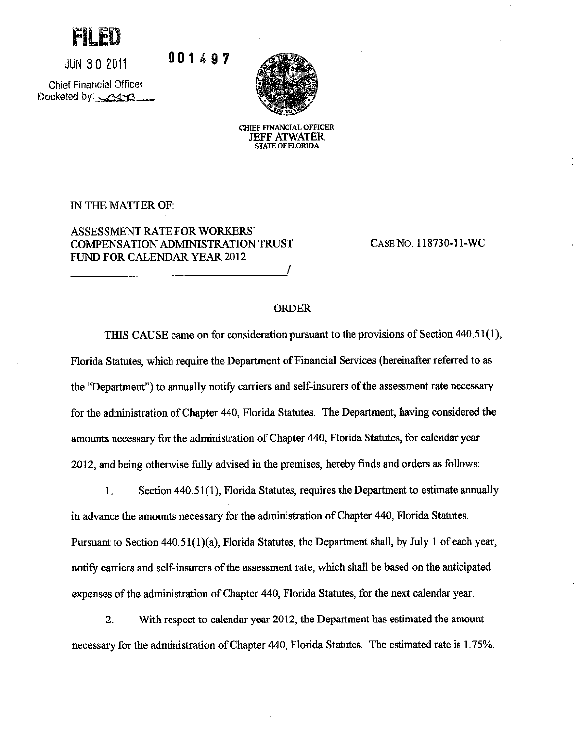**FILED**

JUN 30 2011

Chief Financial Officer
Docketed by: ________

001497

CHIEF FINANCIAL OFFICER
JEFF ATWATER
STATE OF FLORIDA

IN THE MATTER OF:

ASSESSMENT RATE FOR WORKERS' COMPENSATION ADMINISTRATION TRUST FUND FOR CALENDAR YEAR 2012 ________________________________/

CASE NO. 118730-11-WC

## ORDER

THIS CAUSE came on for consideration pursuant to the provisions of Section 440.51(1), Florida Statutes, which require the Department of Financial Services (hereinafter referred to as the "Department") to annually notify carriers and self-insurers of the assessment rate necessary for the administration of Chapter 440, Florida Statutes. The Department, having considered the amounts necessary for the administration of Chapter 440, Florida Statutes, for calendar year 2012, and being otherwise fully advised in the premises, hereby finds and orders as follows:

1. Section 440.51(1), Florida Statutes, requires the Department to estimate annually in advance the amounts necessary for the administration of Chapter 440, Florida Statutes. Pursuant to Section 440.51(1)(a), Florida Statutes, the Department shall, by July 1 of each year, notify carriers and self-insurers of the assessment rate, which shall be based on the anticipated expenses of the administration of Chapter 440, Florida Statutes, for the next calendar year.

2. With respect to calendar year 2012, the Department has estimated the amount necessary for the administration of Chapter 440, Florida Statutes. The estimated rate is 1.75%.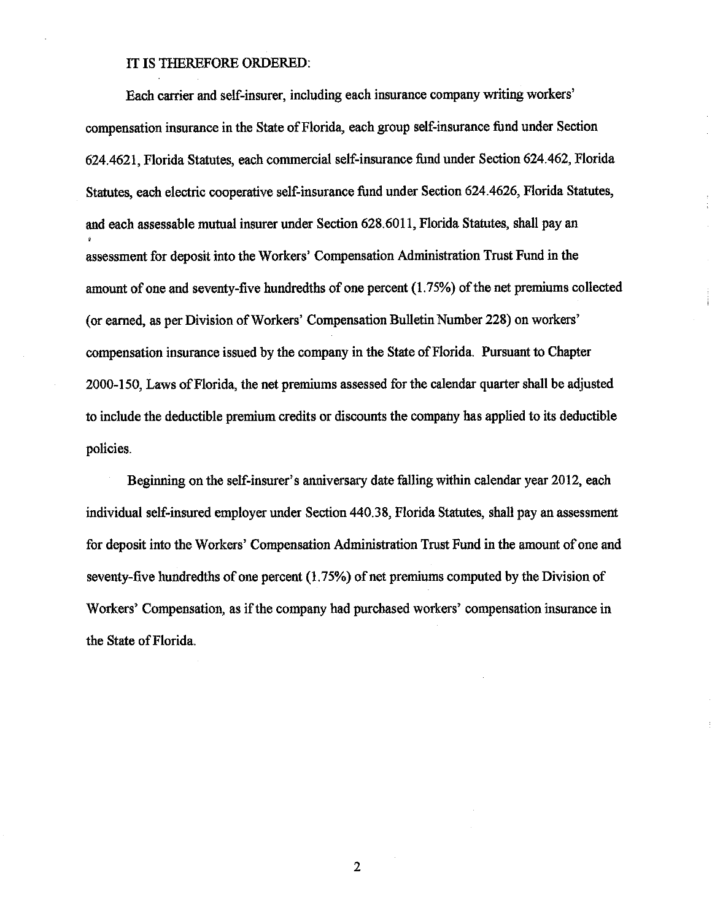IT IS THEREFORE ORDERED:

Each carrier and self-insurer, including each insurance company writing workers' compensation insurance in the State of Florida, each group self-insurance fund under Section 624.4621, Florida Statutes, each commercial self-insurance fund under Section 624.462, Florida Statutes, each electric cooperative self-insurance fund under Section 624.4626, Florida Statutes, and each assessable mutual insurer under Section 628.6011, Florida Statutes, shall pay an assessment for deposit into the Workers' Compensation Administration Trust Fund in the amount of one and seventy-five hundredths of one percent (1.75%) of the net premiums collected (or earned, as per Division of Workers' Compensation Bulletin Number 228) on workers' compensation insurance issued by the company in the State of Florida. Pursuant to Chapter 2000-150, Laws of Florida, the net premiums assessed for the calendar quarter shall be adjusted to include the deductible premium credits or discounts the company has applied to its deductible policies.

Beginning on the self-insurer's anniversary date falling within calendar year 2012, each individual self-insured employer under Section 440.38, Florida Statutes, shall pay an assessment for deposit into the Workers' Compensation Administration Trust Fund in the amount of one and seventy-five hundredths of one percent (1.75%) of net premiums computed by the Division of Workers' Compensation, as if the company had purchased workers' compensation insurance in the State of Florida.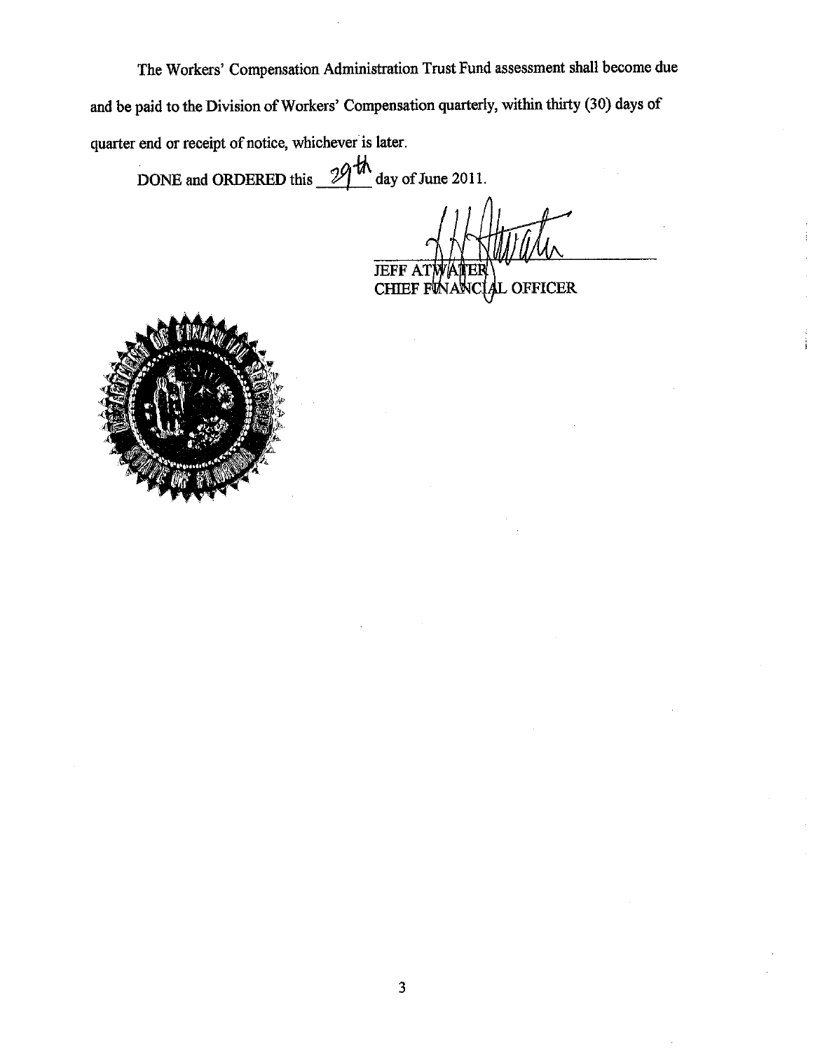The Workers' Compensation Administration Trust Fund assessment shall become due and be paid to the Division of Workers' Compensation quarterly, within thirty (30) days of quarter end or receipt of notice, whichever is later.

DONE and ORDERED this 29th day of June 2011.

JEFF ATWATER
CHIEF FINANCIAL OFFICER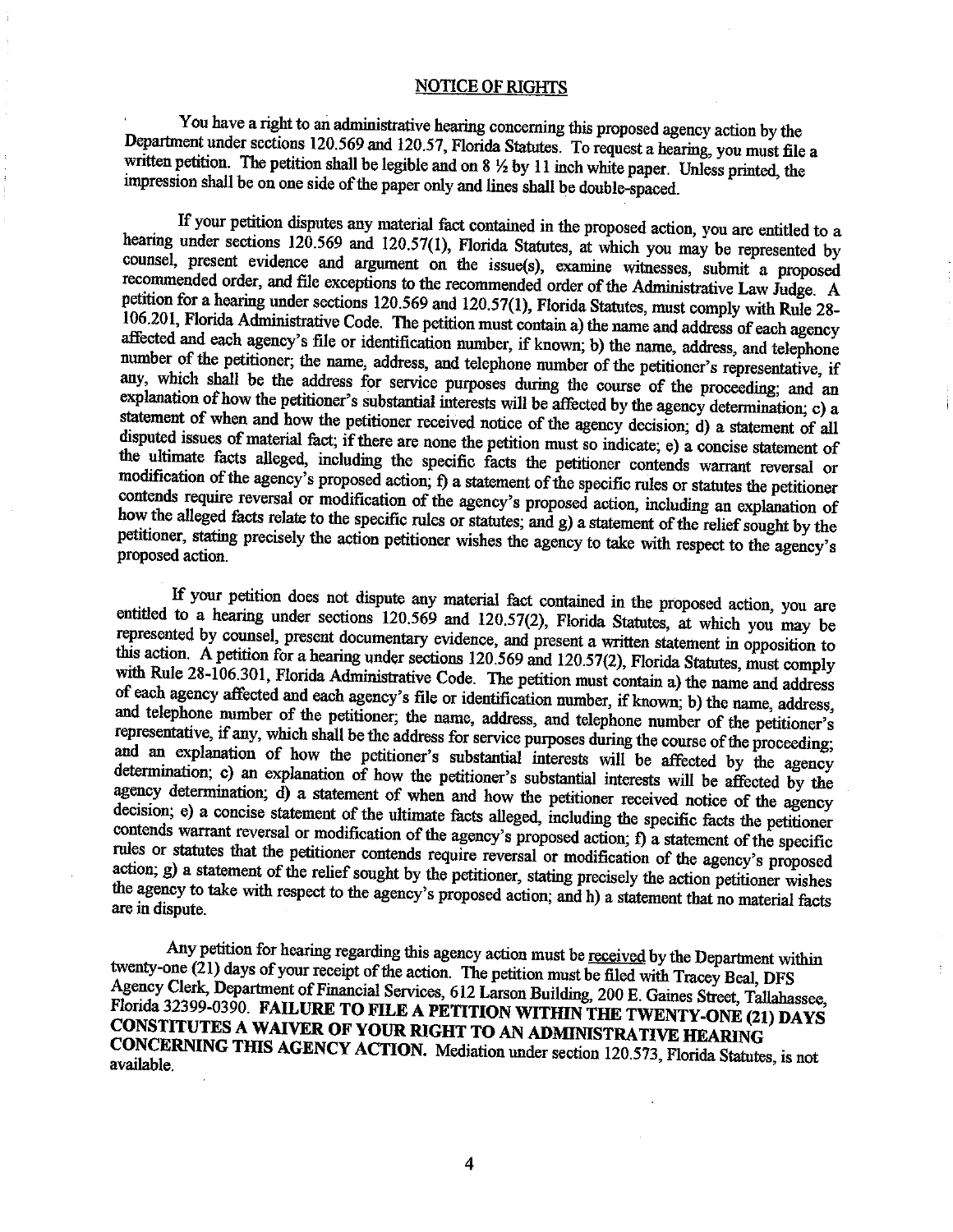## NOTICE OF RIGHTS

You have a right to an administrative hearing concerning this proposed agency action by the Department under sections 120.569 and 120.57, Florida Statutes. To request a hearing, you must file a written petition. The petition shall be legible and on 8 ½ by 11 inch white paper. Unless printed, the impression shall be on one side of the paper only and lines shall be double-spaced.

If your petition disputes any material fact contained in the proposed action, you are entitled to a hearing under sections 120.569 and 120.57(1), Florida Statutes, at which you may be represented by counsel, present evidence and argument on the issue(s), examine witnesses, submit a proposed recommended order, and file exceptions to the recommended order of the Administrative Law Judge. A petition for a hearing under sections 120.569 and 120.57(1), Florida Statutes, must comply with Rule 28-106.201, Florida Administrative Code. The petition must contain a) the name and address of each agency affected and each agency's file or identification number, if known; b) the name, address, and telephone number of the petitioner; the name, address, and telephone number of the petitioner's representative, if any, which shall be the address for service purposes during the course of the proceeding; and an explanation of how the petitioner's substantial interests will be affected by the agency determination; c) a statement of when and how the petitioner received notice of the agency decision; d) a statement of all disputed issues of material fact; if there are none the petition must so indicate; e) a concise statement of the ultimate facts alleged, including the specific facts the petitioner contends warrant reversal or modification of the agency's proposed action; f) a statement of the specific rules or statutes the petitioner contends require reversal or modification of the agency's proposed action, including an explanation of how the alleged facts relate to the specific rules or statutes; and g) a statement of the relief sought by the petitioner, stating precisely the action petitioner wishes the agency to take with respect to the agency's proposed action.

If your petition does not dispute any material fact contained in the proposed action, you are entitled to a hearing under sections 120.569 and 120.57(2), Florida Statutes, at which you may be represented by counsel, present documentary evidence, and present a written statement in opposition to this action. A petition for a hearing under sections 120.569 and 120.57(2), Florida Statutes, must comply with Rule 28-106.301, Florida Administrative Code. The petition must contain a) the name and address of each agency affected and each agency's file or identification number, if known; b) the name, address, and telephone number of the petitioner; the name, address, and telephone number of the petitioner's representative, if any, which shall be the address for service purposes during the course of the proceeding; and an explanation of how the petitioner's substantial interests will be affected by the agency determination; c) an explanation of how the petitioner's substantial interests will be affected by the agency determination; d) a statement of when and how the petitioner received notice of the agency decision; e) a concise statement of the ultimate facts alleged, including the specific facts the petitioner contends warrant reversal or modification of the agency's proposed action; f) a statement of the specific rules or statutes that the petitioner contends require reversal or modification of the agency's proposed action; g) a statement of the relief sought by the petitioner, stating precisely the action petitioner wishes the agency to take with respect to the agency's proposed action; and h) a statement that no material facts are in dispute.

Any petition for hearing regarding this agency action must be received by the Department within twenty-one (21) days of your receipt of the action. The petition must be filed with Tracey Beal, DFS Agency Clerk, Department of Financial Services, 612 Larson Building, 200 E. Gaines Street, Tallahassee, Florida 32399-0390. **FAILURE TO FILE A PETITION WITHIN THE TWENTY-ONE (21) DAYS CONSTITUTES A WAIVER OF YOUR RIGHT TO AN ADMINISTRATIVE HEARING CONCERNING THIS AGENCY ACTION.** Mediation under section 120.573, Florida Statutes, is not available.